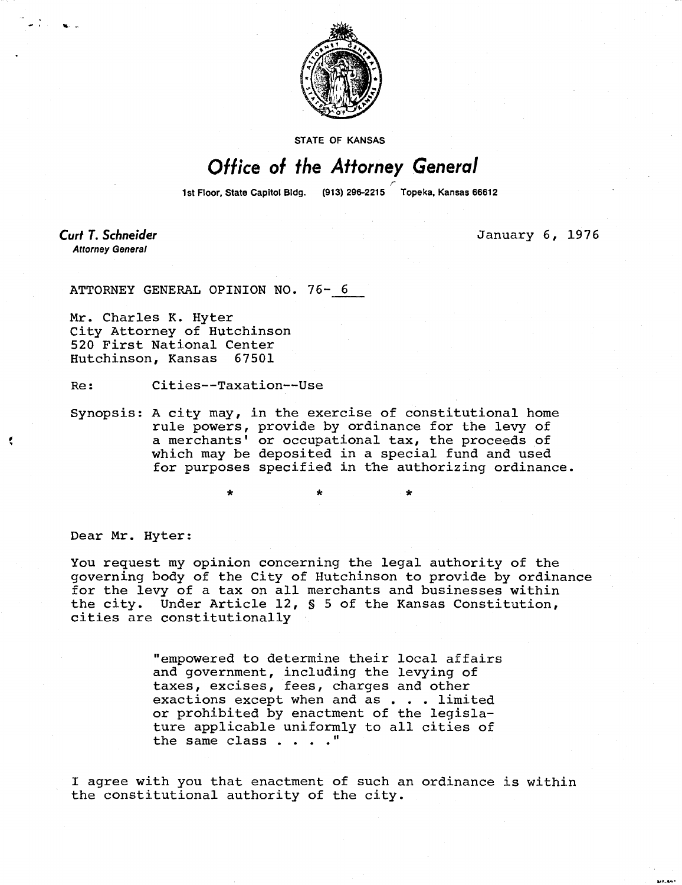STATE OF KANSAS

# Office of the Attorney General

1st Floor, State Capitol Bldg. (913) 296-2215 Topeka, Kansas 66612

***Curt T. Schneider***
*Attorney General*

January 6, 1976

ATTORNEY GENERAL OPINION NO. 76- 6

Mr. Charles K. Hyter
City Attorney of Hutchinson
520 First National Center
Hutchinson, Kansas 67501

Re: Cities--Taxation--Use

Synopsis: A city may, in the exercise of constitutional home rule powers, provide by ordinance for the levy of a merchants' or occupational tax, the proceeds of which may be deposited in a special fund and used for purposes specified in the authorizing ordinance.

\* \* \*

Dear Mr. Hyter:

You request my opinion concerning the legal authority of the governing body of the City of Hutchinson to provide by ordinance for the levy of a tax on all merchants and businesses within the city. Under Article 12, § 5 of the Kansas Constitution, cities are constitutionally

> "empowered to determine their local affairs and government, including the levying of taxes, excises, fees, charges and other exactions except when and as . . . limited or prohibited by enactment of the legislature applicable uniformly to all cities of the same class . . . ."

I agree with you that enactment of such an ordinance is within the constitutional authority of the city.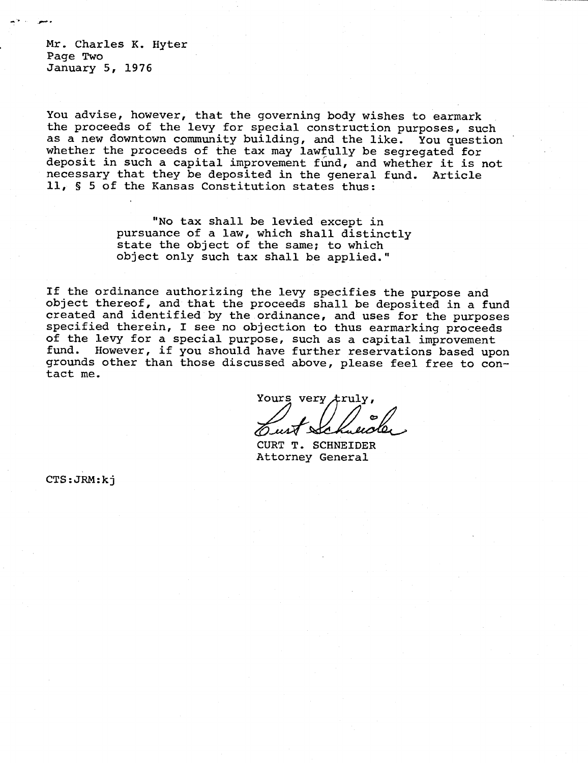Mr. Charles K. Hyter
Page Two
January 5, 1976

You advise, however, that the governing body wishes to earmark the proceeds of the levy for special construction purposes, such as a new downtown community building, and the like. You question whether the proceeds of the tax may lawfully be segregated for deposit in such a capital improvement fund, and whether it is not necessary that they be deposited in the general fund. Article 11, § 5 of the Kansas Constitution states thus:

> "No tax shall be levied except in pursuance of a law, which shall distinctly state the object of the same; to which object only such tax shall be applied."

If the ordinance authorizing the levy specifies the purpose and object thereof, and that the proceeds shall be deposited in a fund created and identified by the ordinance, and uses for the purposes specified therein, I see no objection to thus earmarking proceeds of the levy for a special purpose, such as a capital improvement fund. However, if you should have further reservations based upon grounds other than those discussed above, please feel free to contact me.

Yours very truly,

Curt Schneider

CURT T. SCHNEIDER
Attorney General

CTS:JRM:kj